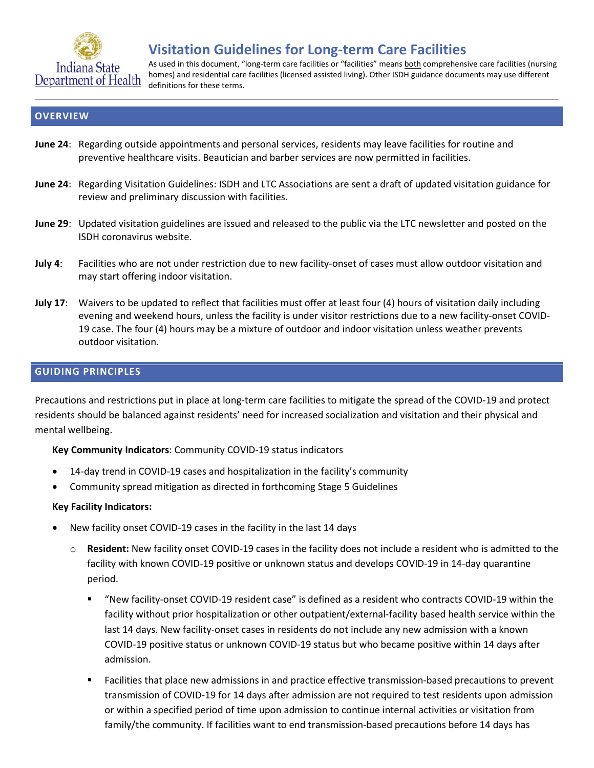Indiana State Department of Health

# Visitation Guidelines for Long-term Care Facilities

As used in this document, "long-term care facilities or "facilities" means both comprehensive care facilities (nursing homes) and residential care facilities (licensed assisted living). Other ISDH guidance documents may use different definitions for these terms.

## OVERVIEW

**June 24**: Regarding outside appointments and personal services, residents may leave facilities for routine and preventive healthcare visits. Beautician and barber services are now permitted in facilities.

**June 24**: Regarding Visitation Guidelines: ISDH and LTC Associations are sent a draft of updated visitation guidance for review and preliminary discussion with facilities.

**June 29**: Updated visitation guidelines are issued and released to the public via the LTC newsletter and posted on the ISDH coronavirus website.

**July 4**: Facilities who are not under restriction due to new facility-onset of cases must allow outdoor visitation and may start offering indoor visitation.

**July 17**: Waivers to be updated to reflect that facilities must offer at least four (4) hours of visitation daily including evening and weekend hours, unless the facility is under visitor restrictions due to a new facility-onset COVID-19 case. The four (4) hours may be a mixture of outdoor and indoor visitation unless weather prevents outdoor visitation.

## GUIDING PRINCIPLES

Precautions and restrictions put in place at long-term care facilities to mitigate the spread of the COVID-19 and protect residents should be balanced against residents' need for increased socialization and visitation and their physical and mental wellbeing.

**Key Community Indicators**: Community COVID-19 status indicators

- 14-day trend in COVID-19 cases and hospitalization in the facility's community
- Community spread mitigation as directed in forthcoming Stage 5 Guidelines

**Key Facility Indicators:**

- New facility onset COVID-19 cases in the facility in the last 14 days
  - **Resident:** New facility onset COVID-19 cases in the facility does not include a resident who is admitted to the facility with known COVID-19 positive or unknown status and develops COVID-19 in 14-day quarantine period.
    - "New facility-onset COVID-19 resident case" is defined as a resident who contracts COVID-19 within the facility without prior hospitalization or other outpatient/external-facility based health service within the last 14 days. New facility-onset cases in residents do not include any new admission with a known COVID-19 positive status or unknown COVID-19 status but who became positive within 14 days after admission.
    - Facilities that place new admissions in and practice effective transmission-based precautions to prevent transmission of COVID-19 for 14 days after admission are not required to test residents upon admission or within a specified period of time upon admission to continue internal activities or visitation from family/the community. If facilities want to end transmission-based precautions before 14 days has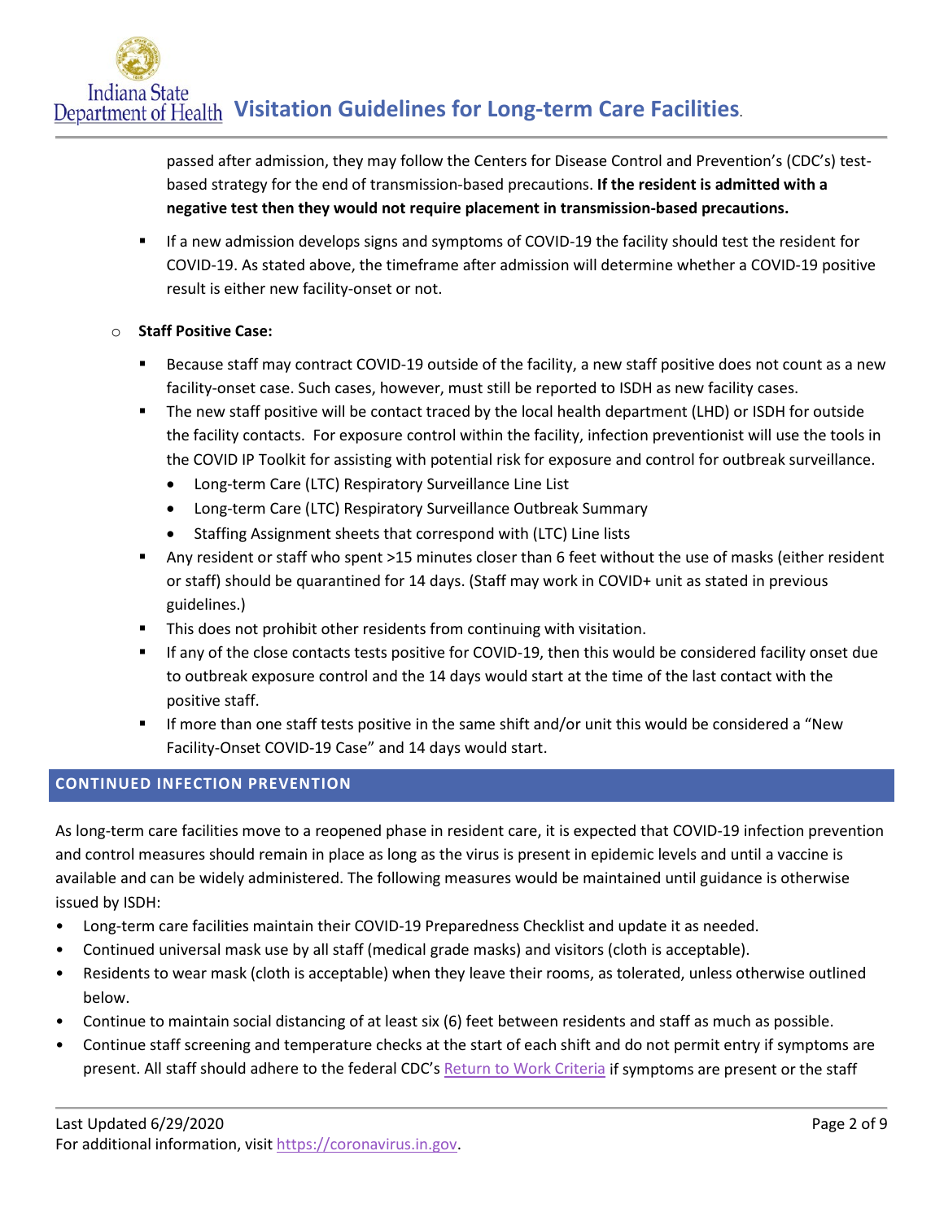passed after admission, they may follow the Centers for Disease Control and Prevention's (CDC's) test-based strategy for the end of transmission-based precautions. **If the resident is admitted with a negative test then they would not require placement in transmission-based precautions.**

- If a new admission develops signs and symptoms of COVID-19 the facility should test the resident for COVID-19. As stated above, the timeframe after admission will determine whether a COVID-19 positive result is either new facility-onset or not.

- **Staff Positive Case:**
  - Because staff may contract COVID-19 outside of the facility, a new staff positive does not count as a new facility-onset case. Such cases, however, must still be reported to ISDH as new facility cases.
  - The new staff positive will be contact traced by the local health department (LHD) or ISDH for outside the facility contacts. For exposure control within the facility, infection preventionist will use the tools in the COVID IP Toolkit for assisting with potential risk for exposure and control for outbreak surveillance.
    - Long-term Care (LTC) Respiratory Surveillance Line List
    - Long-term Care (LTC) Respiratory Surveillance Outbreak Summary
    - Staffing Assignment sheets that correspond with (LTC) Line lists
  - Any resident or staff who spent >15 minutes closer than 6 feet without the use of masks (either resident or staff) should be quarantined for 14 days. (Staff may work in COVID+ unit as stated in previous guidelines.)
  - This does not prohibit other residents from continuing with visitation.
  - If any of the close contacts tests positive for COVID-19, then this would be considered facility onset due to outbreak exposure control and the 14 days would start at the time of the last contact with the positive staff.
  - If more than one staff tests positive in the same shift and/or unit this would be considered a "New Facility-Onset COVID-19 Case" and 14 days would start.

## CONTINUED INFECTION PREVENTION

As long-term care facilities move to a reopened phase in resident care, it is expected that COVID-19 infection prevention and control measures should remain in place as long as the virus is present in epidemic levels and until a vaccine is available and can be widely administered. The following measures would be maintained until guidance is otherwise issued by ISDH:

- Long-term care facilities maintain their COVID-19 Preparedness Checklist and update it as needed.
- Continued universal mask use by all staff (medical grade masks) and visitors (cloth is acceptable).
- Residents to wear mask (cloth is acceptable) when they leave their rooms, as tolerated, unless otherwise outlined below.
- Continue to maintain social distancing of at least six (6) feet between residents and staff as much as possible.
- Continue staff screening and temperature checks at the start of each shift and do not permit entry if symptoms are present. All staff should adhere to the federal CDC's Return to Work Criteria if symptoms are present or the staff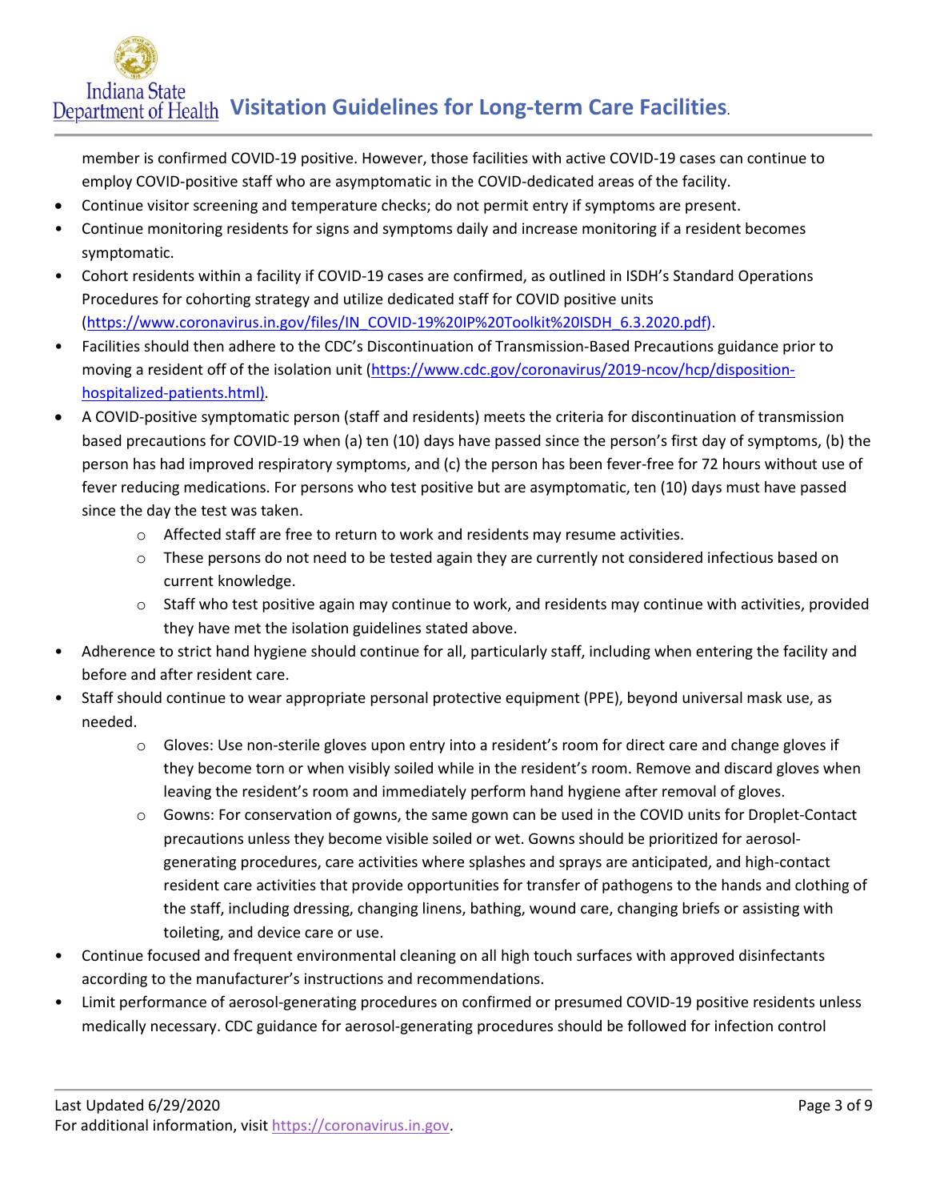member is confirmed COVID-19 positive. However, those facilities with active COVID-19 cases can continue to employ COVID-positive staff who are asymptomatic in the COVID-dedicated areas of the facility.

- Continue visitor screening and temperature checks; do not permit entry if symptoms are present.
- Continue monitoring residents for signs and symptoms daily and increase monitoring if a resident becomes symptomatic.
- Cohort residents within a facility if COVID-19 cases are confirmed, as outlined in ISDH's Standard Operations Procedures for cohorting strategy and utilize dedicated staff for COVID positive units (https://www.coronavirus.in.gov/files/IN_COVID-19%20IP%20Toolkit%20ISDH_6.3.2020.pdf).
- Facilities should then adhere to the CDC's Discontinuation of Transmission-Based Precautions guidance prior to moving a resident off of the isolation unit (https://www.cdc.gov/coronavirus/2019-ncov/hcp/disposition-hospitalized-patients.html).
- A COVID-positive symptomatic person (staff and residents) meets the criteria for discontinuation of transmission based precautions for COVID-19 when (a) ten (10) days have passed since the person's first day of symptoms, (b) the person has had improved respiratory symptoms, and (c) the person has been fever-free for 72 hours without use of fever reducing medications. For persons who test positive but are asymptomatic, ten (10) days must have passed since the day the test was taken.
  - Affected staff are free to return to work and residents may resume activities.
  - These persons do not need to be tested again they are currently not considered infectious based on current knowledge.
  - Staff who test positive again may continue to work, and residents may continue with activities, provided they have met the isolation guidelines stated above.
- Adherence to strict hand hygiene should continue for all, particularly staff, including when entering the facility and before and after resident care.
- Staff should continue to wear appropriate personal protective equipment (PPE), beyond universal mask use, as needed.
  - Gloves: Use non-sterile gloves upon entry into a resident's room for direct care and change gloves if they become torn or when visibly soiled while in the resident's room. Remove and discard gloves when leaving the resident's room and immediately perform hand hygiene after removal of gloves.
  - Gowns: For conservation of gowns, the same gown can be used in the COVID units for Droplet-Contact precautions unless they become visible soiled or wet. Gowns should be prioritized for aerosol-generating procedures, care activities where splashes and sprays are anticipated, and high-contact resident care activities that provide opportunities for transfer of pathogens to the hands and clothing of the staff, including dressing, changing linens, bathing, wound care, changing briefs or assisting with toileting, and device care or use.
- Continue focused and frequent environmental cleaning on all high touch surfaces with approved disinfectants according to the manufacturer's instructions and recommendations.
- Limit performance of aerosol-generating procedures on confirmed or presumed COVID-19 positive residents unless medically necessary. CDC guidance for aerosol-generating procedures should be followed for infection control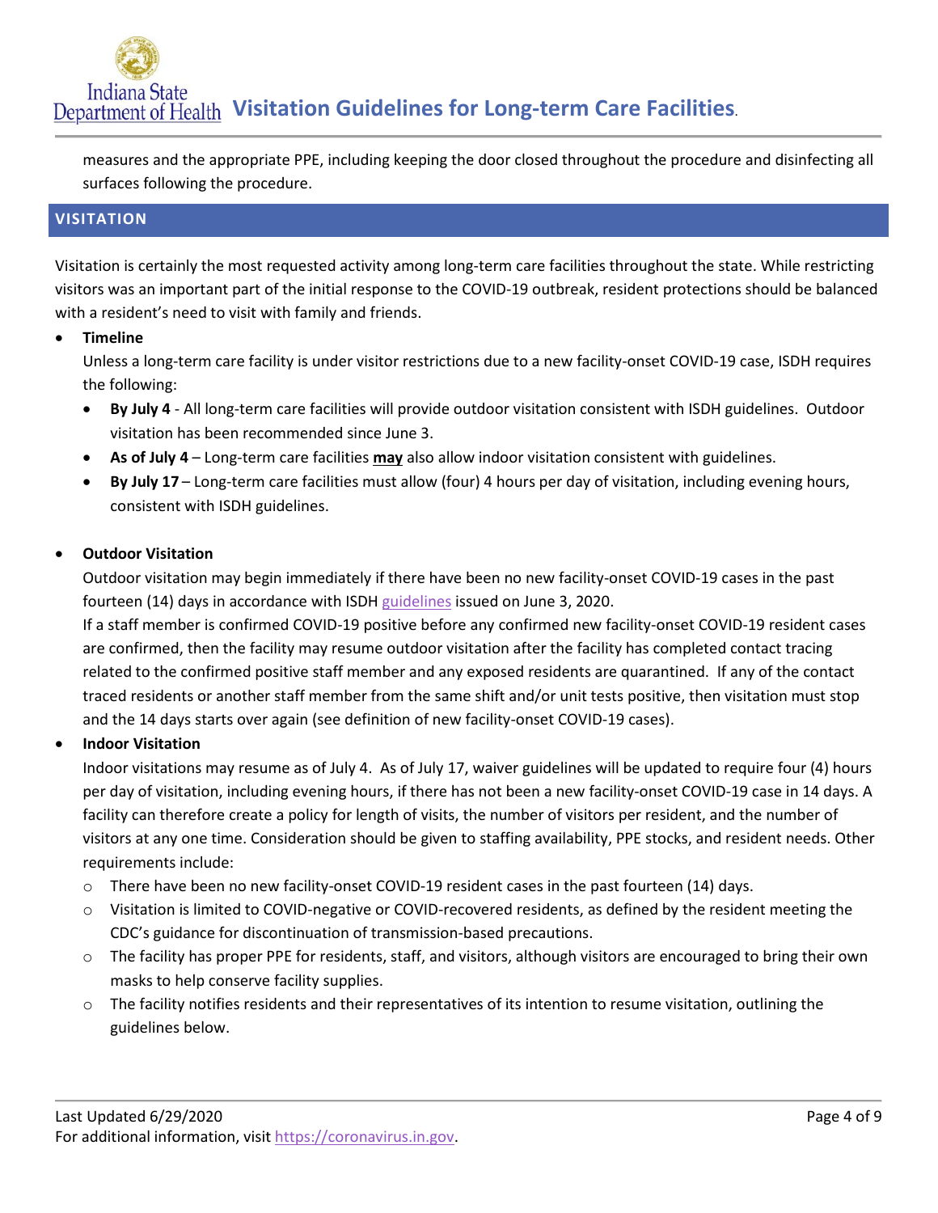measures and the appropriate PPE, including keeping the door closed throughout the procedure and disinfecting all surfaces following the procedure.

## VISITATION

Visitation is certainly the most requested activity among long-term care facilities throughout the state. While restricting visitors was an important part of the initial response to the COVID-19 outbreak, resident protections should be balanced with a resident's need to visit with family and friends.

- **Timeline**

  Unless a long-term care facility is under visitor restrictions due to a new facility-onset COVID-19 case, ISDH requires the following:

  - **By July 4** - All long-term care facilities will provide outdoor visitation consistent with ISDH guidelines. Outdoor visitation has been recommended since June 3.
  - **As of July 4** – Long-term care facilities **may** also allow indoor visitation consistent with guidelines.
  - **By July 17** – Long-term care facilities must allow (four) 4 hours per day of visitation, including evening hours, consistent with ISDH guidelines.

- **Outdoor Visitation**

  Outdoor visitation may begin immediately if there have been no new facility-onset COVID-19 cases in the past fourteen (14) days in accordance with ISDH guidelines issued on June 3, 2020.

  If a staff member is confirmed COVID-19 positive before any confirmed new facility-onset COVID-19 resident cases are confirmed, then the facility may resume outdoor visitation after the facility has completed contact tracing related to the confirmed positive staff member and any exposed residents are quarantined. If any of the contact traced residents or another staff member from the same shift and/or unit tests positive, then visitation must stop and the 14 days starts over again (see definition of new facility-onset COVID-19 cases).

- **Indoor Visitation**

  Indoor visitations may resume as of July 4. As of July 17, waiver guidelines will be updated to require four (4) hours per day of visitation, including evening hours, if there has not been a new facility-onset COVID-19 case in 14 days. A facility can therefore create a policy for length of visits, the number of visitors per resident, and the number of visitors at any one time. Consideration should be given to staffing availability, PPE stocks, and resident needs. Other requirements include:

  - There have been no new facility-onset COVID-19 resident cases in the past fourteen (14) days.
  - Visitation is limited to COVID-negative or COVID-recovered residents, as defined by the resident meeting the CDC's guidance for discontinuation of transmission-based precautions.
  - The facility has proper PPE for residents, staff, and visitors, although visitors are encouraged to bring their own masks to help conserve facility supplies.
  - The facility notifies residents and their representatives of its intention to resume visitation, outlining the guidelines below.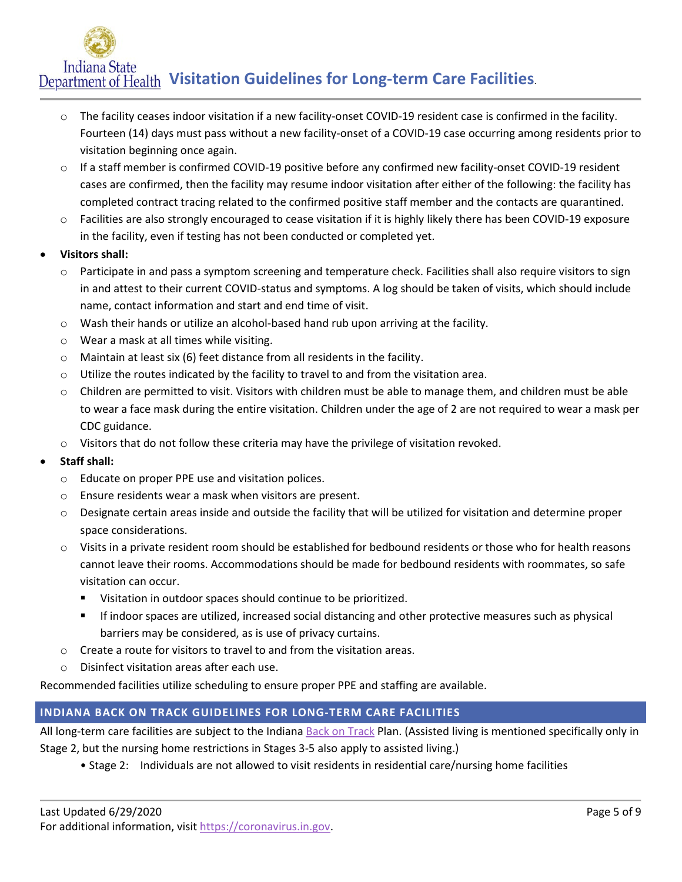- The facility ceases indoor visitation if a new facility-onset COVID-19 resident case is confirmed in the facility. Fourteen (14) days must pass without a new facility-onset of a COVID-19 case occurring among residents prior to visitation beginning once again.
- If a staff member is confirmed COVID-19 positive before any confirmed new facility-onset COVID-19 resident cases are confirmed, then the facility may resume indoor visitation after either of the following: the facility has completed contract tracing related to the confirmed positive staff member and the contacts are quarantined.
- Facilities are also strongly encouraged to cease visitation if it is highly likely there has been COVID-19 exposure in the facility, even if testing has not been conducted or completed yet.

- **Visitors shall:**
  - Participate in and pass a symptom screening and temperature check. Facilities shall also require visitors to sign in and attest to their current COVID-status and symptoms. A log should be taken of visits, which should include name, contact information and start and end time of visit.
  - Wash their hands or utilize an alcohol-based hand rub upon arriving at the facility.
  - Wear a mask at all times while visiting.
  - Maintain at least six (6) feet distance from all residents in the facility.
  - Utilize the routes indicated by the facility to travel to and from the visitation area.
  - Children are permitted to visit. Visitors with children must be able to manage them, and children must be able to wear a face mask during the entire visitation. Children under the age of 2 are not required to wear a mask per CDC guidance.
  - Visitors that do not follow these criteria may have the privilege of visitation revoked.
- **Staff shall:**
  - Educate on proper PPE use and visitation polices.
  - Ensure residents wear a mask when visitors are present.
  - Designate certain areas inside and outside the facility that will be utilized for visitation and determine proper space considerations.
  - Visits in a private resident room should be established for bedbound residents or those who for health reasons cannot leave their rooms. Accommodations should be made for bedbound residents with roommates, so safe visitation can occur.
    - Visitation in outdoor spaces should continue to be prioritized.
    - If indoor spaces are utilized, increased social distancing and other protective measures such as physical barriers may be considered, as is use of privacy curtains.
  - Create a route for visitors to travel to and from the visitation areas.
  - Disinfect visitation areas after each use.

Recommended facilities utilize scheduling to ensure proper PPE and staffing are available.

## INDIANA BACK ON TRACK GUIDELINES FOR LONG-TERM CARE FACILITIES

All long-term care facilities are subject to the Indiana Back on Track Plan. (Assisted living is mentioned specifically only in Stage 2, but the nursing home restrictions in Stages 3-5 also apply to assisted living.)

- Stage 2: Individuals are not allowed to visit residents in residential care/nursing home facilities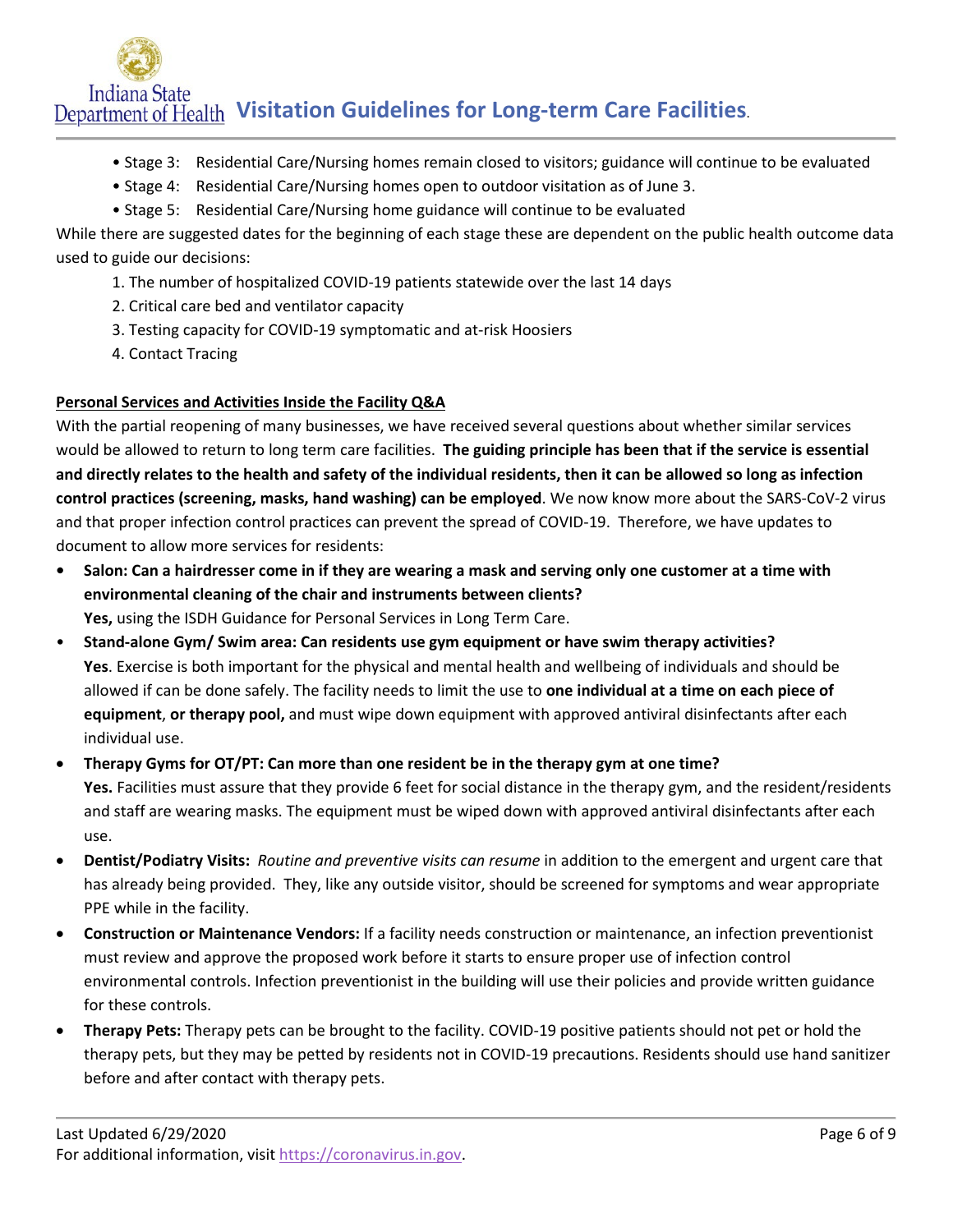- Stage 3: Residential Care/Nursing homes remain closed to visitors; guidance will continue to be evaluated
- Stage 4: Residential Care/Nursing homes open to outdoor visitation as of June 3.
- Stage 5: Residential Care/Nursing home guidance will continue to be evaluated

While there are suggested dates for the beginning of each stage these are dependent on the public health outcome data used to guide our decisions:

1. The number of hospitalized COVID-19 patients statewide over the last 14 days
2. Critical care bed and ventilator capacity
3. Testing capacity for COVID-19 symptomatic and at-risk Hoosiers
4. Contact Tracing

**Personal Services and Activities Inside the Facility Q&A**

With the partial reopening of many businesses, we have received several questions about whether similar services would be allowed to return to long term care facilities. **The guiding principle has been that if the service is essential and directly relates to the health and safety of the individual residents, then it can be allowed so long as infection control practices (screening, masks, hand washing) can be employed**. We now know more about the SARS-CoV-2 virus and that proper infection control practices can prevent the spread of COVID-19. Therefore, we have updates to document to allow more services for residents:

- **Salon: Can a hairdresser come in if they are wearing a mask and serving only one customer at a time with environmental cleaning of the chair and instruments between clients?**
  **Yes,** using the ISDH Guidance for Personal Services in Long Term Care.
- **Stand-alone Gym/ Swim area: Can residents use gym equipment or have swim therapy activities?**
  **Yes**. Exercise is both important for the physical and mental health and wellbeing of individuals and should be allowed if can be done safely. The facility needs to limit the use to **one individual at a time on each piece of equipment**, **or therapy pool,** and must wipe down equipment with approved antiviral disinfectants after each individual use.
- **Therapy Gyms for OT/PT: Can more than one resident be in the therapy gym at one time?**
  **Yes.** Facilities must assure that they provide 6 feet for social distance in the therapy gym, and the resident/residents and staff are wearing masks. The equipment must be wiped down with approved antiviral disinfectants after each use.
- **Dentist/Podiatry Visits:** *Routine and preventive visits can resume* in addition to the emergent and urgent care that has already being provided. They, like any outside visitor, should be screened for symptoms and wear appropriate PPE while in the facility.
- **Construction or Maintenance Vendors:** If a facility needs construction or maintenance, an infection preventionist must review and approve the proposed work before it starts to ensure proper use of infection control environmental controls. Infection preventionist in the building will use their policies and provide written guidance for these controls.
- **Therapy Pets:** Therapy pets can be brought to the facility. COVID-19 positive patients should not pet or hold the therapy pets, but they may be petted by residents not in COVID-19 precautions. Residents should use hand sanitizer before and after contact with therapy pets.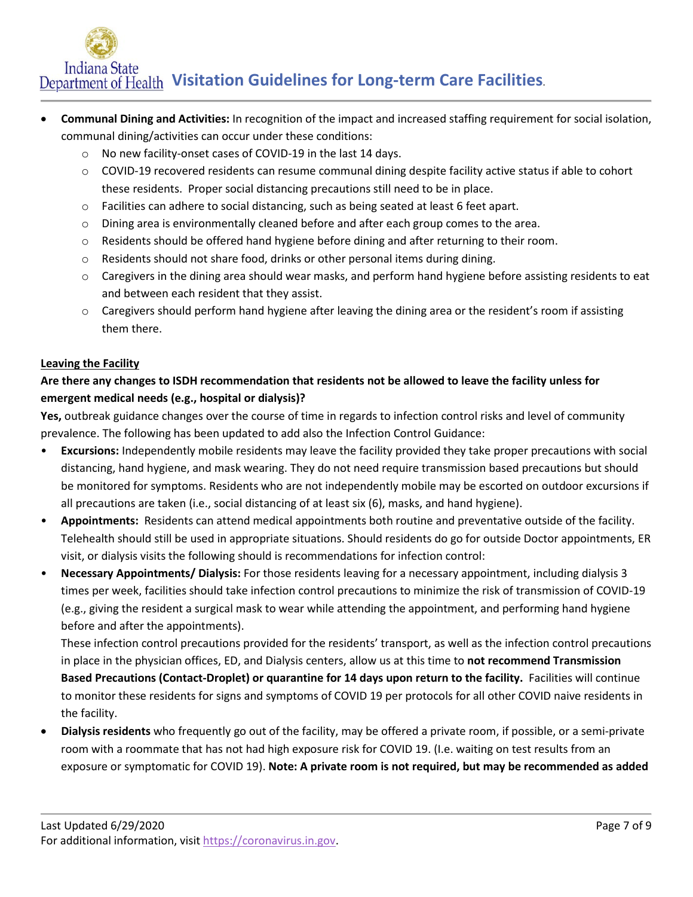- **Communal Dining and Activities:** In recognition of the impact and increased staffing requirement for social isolation, communal dining/activities can occur under these conditions:
  - No new facility-onset cases of COVID-19 in the last 14 days.
  - COVID-19 recovered residents can resume communal dining despite facility active status if able to cohort these residents. Proper social distancing precautions still need to be in place.
  - Facilities can adhere to social distancing, such as being seated at least 6 feet apart.
  - Dining area is environmentally cleaned before and after each group comes to the area.
  - Residents should be offered hand hygiene before dining and after returning to their room.
  - Residents should not share food, drinks or other personal items during dining.
  - Caregivers in the dining area should wear masks, and perform hand hygiene before assisting residents to eat and between each resident that they assist.
  - Caregivers should perform hand hygiene after leaving the dining area or the resident's room if assisting them there.

<u>**Leaving the Facility**</u>

**Are there any changes to ISDH recommendation that residents not be allowed to leave the facility unless for emergent medical needs (e.g., hospital or dialysis)?**

**Yes,** outbreak guidance changes over the course of time in regards to infection control risks and level of community prevalence. The following has been updated to add also the Infection Control Guidance:

- **Excursions:** Independently mobile residents may leave the facility provided they take proper precautions with social distancing, hand hygiene, and mask wearing. They do not need require transmission based precautions but should be monitored for symptoms. Residents who are not independently mobile may be escorted on outdoor excursions if all precautions are taken (i.e., social distancing of at least six (6), masks, and hand hygiene).
- **Appointments:** Residents can attend medical appointments both routine and preventative outside of the facility. Telehealth should still be used in appropriate situations. Should residents do go for outside Doctor appointments, ER visit, or dialysis visits the following should is recommendations for infection control:
- **Necessary Appointments/ Dialysis:** For those residents leaving for a necessary appointment, including dialysis 3 times per week, facilities should take infection control precautions to minimize the risk of transmission of COVID-19 (e.g., giving the resident a surgical mask to wear while attending the appointment, and performing hand hygiene before and after the appointments).

  These infection control precautions provided for the residents' transport, as well as the infection control precautions in place in the physician offices, ED, and Dialysis centers, allow us at this time to **not recommend Transmission Based Precautions (Contact-Droplet) or quarantine for 14 days upon return to the facility.** Facilities will continue to monitor these residents for signs and symptoms of COVID 19 per protocols for all other COVID naive residents in the facility.
- **Dialysis residents** who frequently go out of the facility, may be offered a private room, if possible, or a semi-private room with a roommate that has not had high exposure risk for COVID 19. (I.e. waiting on test results from an exposure or symptomatic for COVID 19). **Note: A private room is not required, but may be recommended as added**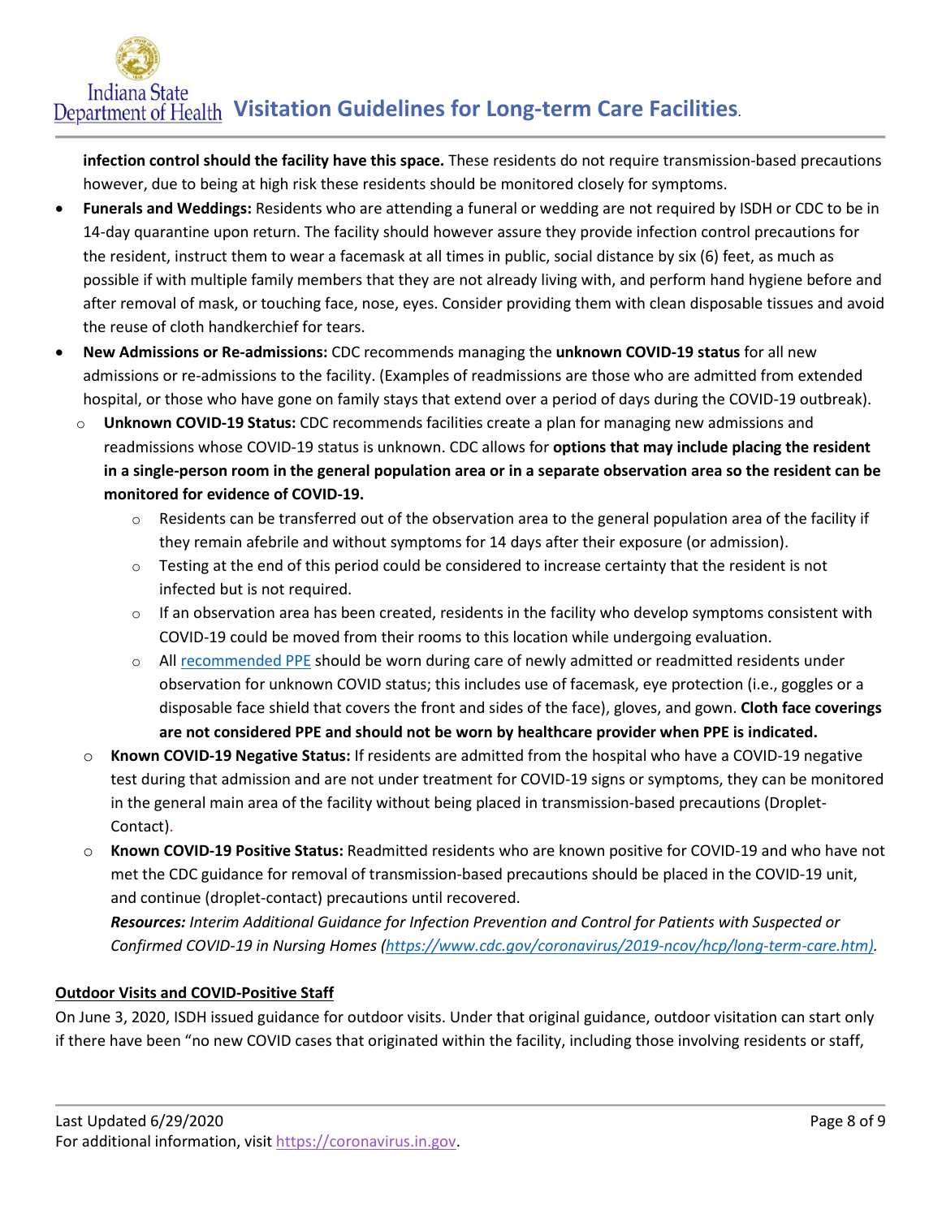**infection control should the facility have this space.** These residents do not require transmission-based precautions however, due to being at high risk these residents should be monitored closely for symptoms.

- **Funerals and Weddings:** Residents who are attending a funeral or wedding are not required by ISDH or CDC to be in 14-day quarantine upon return. The facility should however assure they provide infection control precautions for the resident, instruct them to wear a facemask at all times in public, social distance by six (6) feet, as much as possible if with multiple family members that they are not already living with, and perform hand hygiene before and after removal of mask, or touching face, nose, eyes. Consider providing them with clean disposable tissues and avoid the reuse of cloth handkerchief for tears.
- **New Admissions or Re-admissions:** CDC recommends managing the **unknown COVID-19 status** for all new admissions or re-admissions to the facility. (Examples of readmissions are those who are admitted from extended hospital, or those who have gone on family stays that extend over a period of days during the COVID-19 outbreak).
  - **Unknown COVID-19 Status:** CDC recommends facilities create a plan for managing new admissions and readmissions whose COVID-19 status is unknown. CDC allows for **options that may include placing the resident in a single-person room in the general population area or in a separate observation area so the resident can be monitored for evidence of COVID-19.**
    - Residents can be transferred out of the observation area to the general population area of the facility if they remain afebrile and without symptoms for 14 days after their exposure (or admission).
    - Testing at the end of this period could be considered to increase certainty that the resident is not infected but is not required.
    - If an observation area has been created, residents in the facility who develop symptoms consistent with COVID-19 could be moved from their rooms to this location while undergoing evaluation.
    - All recommended PPE should be worn during care of newly admitted or readmitted residents under observation for unknown COVID status; this includes use of facemask, eye protection (i.e., goggles or a disposable face shield that covers the front and sides of the face), gloves, and gown. **Cloth face coverings are not considered PPE and should not be worn by healthcare provider when PPE is indicated.**
  - **Known COVID-19 Negative Status:** If residents are admitted from the hospital who have a COVID-19 negative test during that admission and are not under treatment for COVID-19 signs or symptoms, they can be monitored in the general main area of the facility without being placed in transmission-based precautions (Droplet-Contact).
  - **Known COVID-19 Positive Status:** Readmitted residents who are known positive for COVID-19 and who have not met the CDC guidance for removal of transmission-based precautions should be placed in the COVID-19 unit, and continue (droplet-contact) precautions until recovered.

    ***Resources:*** *Interim Additional Guidance for Infection Prevention and Control for Patients with Suspected or Confirmed COVID-19 in Nursing Homes (https://www.cdc.gov/coronavirus/2019-ncov/hcp/long-term-care.htm).*

**Outdoor Visits and COVID-Positive Staff**

On June 3, 2020, ISDH issued guidance for outdoor visits. Under that original guidance, outdoor visitation can start only if there have been "no new COVID cases that originated within the facility, including those involving residents or staff,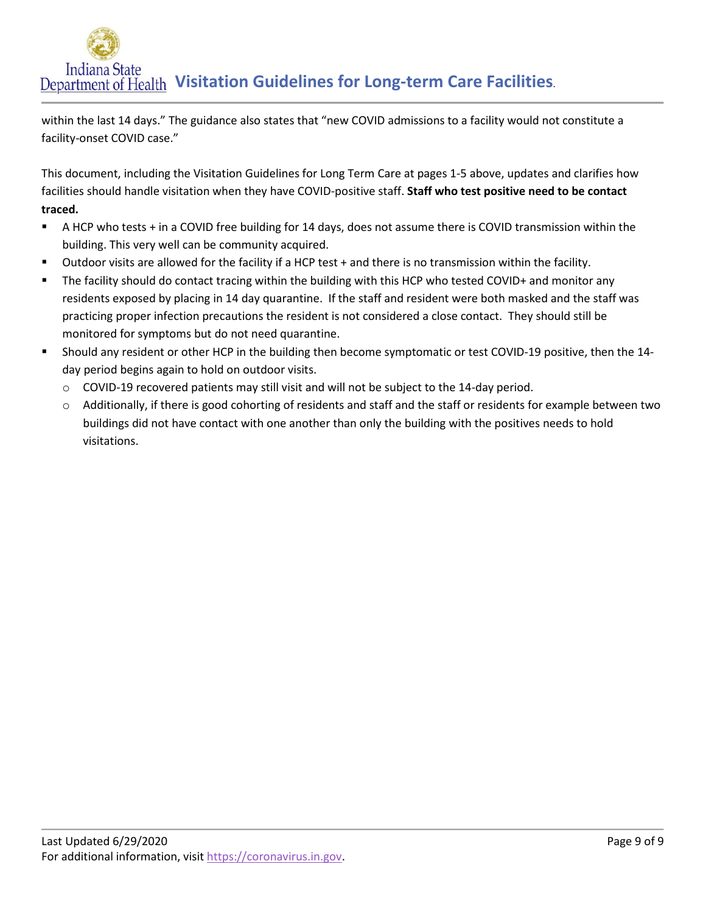within the last 14 days." The guidance also states that "new COVID admissions to a facility would not constitute a facility-onset COVID case."

This document, including the Visitation Guidelines for Long Term Care at pages 1-5 above, updates and clarifies how facilities should handle visitation when they have COVID-positive staff. **Staff who test positive need to be contact traced.**

- A HCP who tests + in a COVID free building for 14 days, does not assume there is COVID transmission within the building. This very well can be community acquired.
- Outdoor visits are allowed for the facility if a HCP test + and there is no transmission within the facility.
- The facility should do contact tracing within the building with this HCP who tested COVID+ and monitor any residents exposed by placing in 14 day quarantine. If the staff and resident were both masked and the staff was practicing proper infection precautions the resident is not considered a close contact. They should still be monitored for symptoms but do not need quarantine.
- Should any resident or other HCP in the building then become symptomatic or test COVID-19 positive, then the 14-day period begins again to hold on outdoor visits.
  - COVID-19 recovered patients may still visit and will not be subject to the 14-day period.
  - Additionally, if there is good cohorting of residents and staff and the staff or residents for example between two buildings did not have contact with one another than only the building with the positives needs to hold visitations.